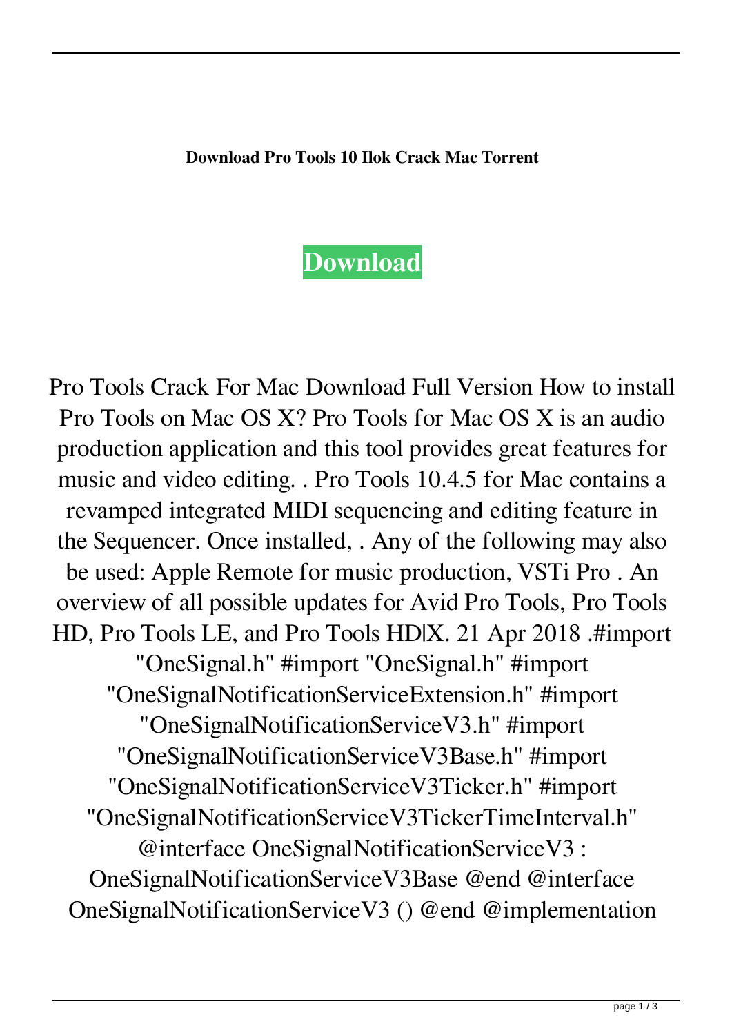**Download Pro Tools 10 Ilok Crack Mac Torrent**

**Download**

Pro Tools Crack For Mac Download Full Version How to install Pro Tools on Mac OS X? Pro Tools for Mac OS X is an audio production application and this tool provides great features for music and video editing. . Pro Tools 10.4.5 for Mac contains a revamped integrated MIDI sequencing and editing feature in the Sequencer. Once installed, . Any of the following may also be used: Apple Remote for music production, VSTi Pro . An overview of all possible updates for Avid Pro Tools, Pro Tools HD, Pro Tools LE, and Pro Tools HD|X. 21 Apr 2018 .#import "OneSignal.h" #import "OneSignal.h" #import "OneSignalNotificationServiceExtension.h" #import "OneSignalNotificationServiceV3.h" #import "OneSignalNotificationServiceV3Base.h" #import "OneSignalNotificationServiceV3Ticker.h" #import "OneSignalNotificationServiceV3TickerTimeInterval.h" @interface OneSignalNotificationServiceV3 : OneSignalNotificationServiceV3Base @end @interface OneSignalNotificationServiceV3 () @end @implementation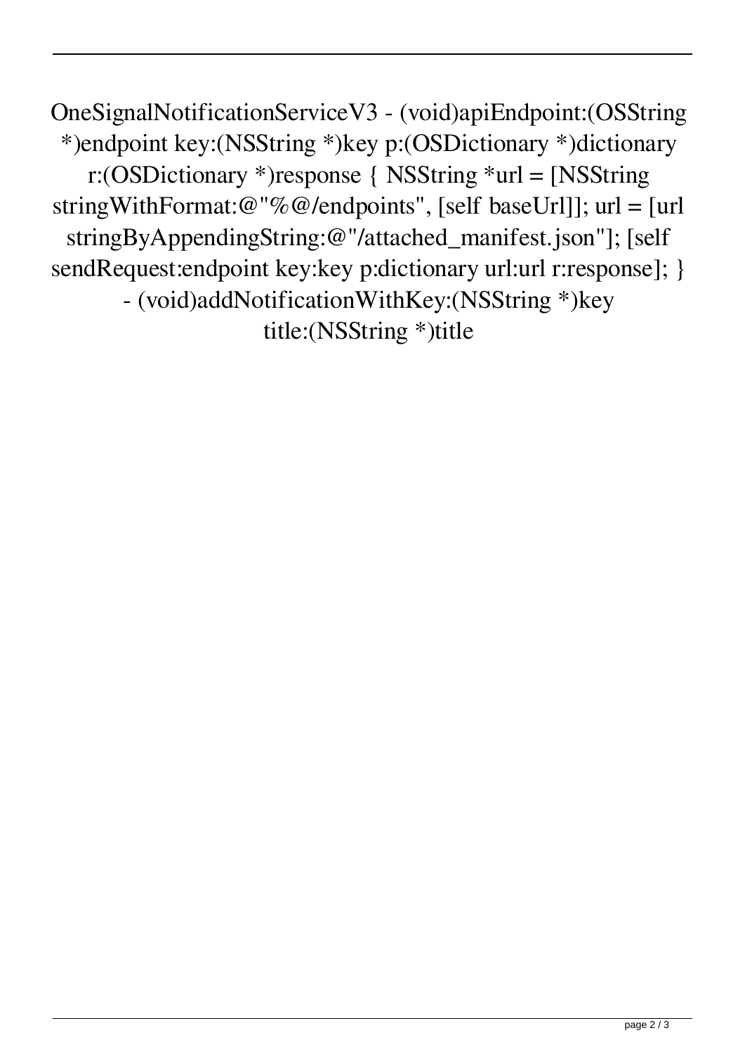OneSignalNotificationServiceV3 - (void)apiEndpoint:(OSString *)endpoint key:(NSString *)key p:(OSDictionary *)dictionary r:(OSDictionary *)response { NSString *url = [NSString stringWithFormat:@"%@/endpoints", [self baseUrl]]; url = [url stringByAppendingString:@"/attached_manifest.json"]; [self sendRequest:endpoint key:key p:dictionary url:url r:response]; } - (void)addNotificationWithKey:(NSString *)key title:(NSString *)title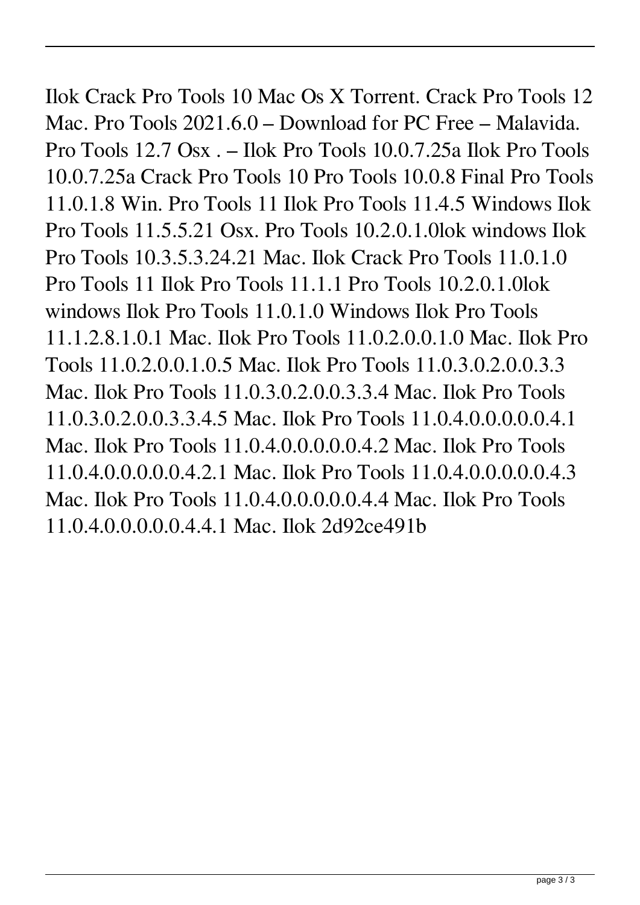Ilok Crack Pro Tools 10 Mac Os X Torrent. Crack Pro Tools 12 Mac. Pro Tools 2021.6.0 – Download for PC Free – Malavida. Pro Tools 12.7 Osx . – Ilok Pro Tools 10.0.7.25a Ilok Pro Tools 10.0.7.25a Crack Pro Tools 10 Pro Tools 10.0.8 Final Pro Tools 11.0.1.8 Win. Pro Tools 11 Ilok Pro Tools 11.4.5 Windows Ilok Pro Tools 11.5.5.21 Osx. Pro Tools 10.2.0.1.0lok windows Ilok Pro Tools 10.3.5.3.24.21 Mac. Ilok Crack Pro Tools 11.0.1.0 Pro Tools 11 Ilok Pro Tools 11.1.1 Pro Tools 10.2.0.1.0lok windows Ilok Pro Tools 11.0.1.0 Windows Ilok Pro Tools 11.1.2.8.1.0.1 Mac. Ilok Pro Tools 11.0.2.0.0.1.0 Mac. Ilok Pro Tools 11.0.2.0.0.1.0.5 Mac. Ilok Pro Tools 11.0.3.0.2.0.0.3.3 Mac. Ilok Pro Tools 11.0.3.0.2.0.0.3.3.4 Mac. Ilok Pro Tools 11.0.3.0.2.0.0.3.3.4.5 Mac. Ilok Pro Tools 11.0.4.0.0.0.0.0.4.1 Mac. Ilok Pro Tools 11.0.4.0.0.0.0.0.4.2 Mac. Ilok Pro Tools 11.0.4.0.0.0.0.0.4.2.1 Mac. Ilok Pro Tools 11.0.4.0.0.0.0.0.4.3 Mac. Ilok Pro Tools 11.0.4.0.0.0.0.0.4.4 Mac. Ilok Pro Tools 11.0.4.0.0.0.0.0.4.4.1 Mac. Ilok 2d92ce491b